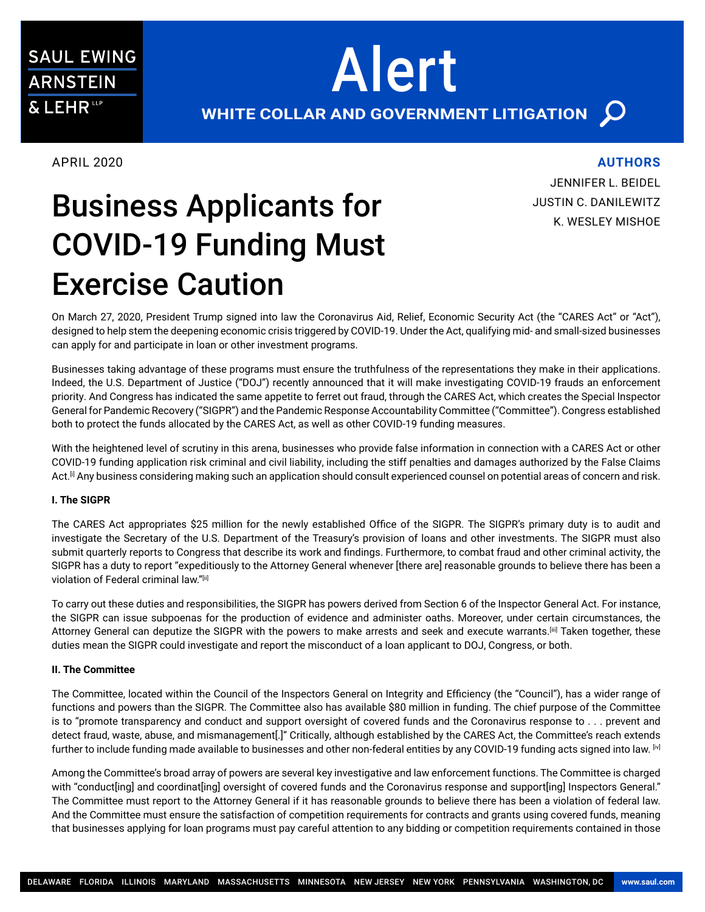SAUL EWING ARNSTEIN & LEHR LLP

# Alert

WHITE COLLAR AND GOVERNMENT LITIGATION

APRIL 2020

**AUTHORS**

JENNIFER L. BEIDEL
JUSTIN C. DANILEWITZ
K. WESLEY MISHOE

# Business Applicants for COVID-19 Funding Must Exercise Caution

On March 27, 2020, President Trump signed into law the Coronavirus Aid, Relief, Economic Security Act (the "CARES Act" or "Act"), designed to help stem the deepening economic crisis triggered by COVID-19. Under the Act, qualifying mid- and small-sized businesses can apply for and participate in loan or other investment programs.

Businesses taking advantage of these programs must ensure the truthfulness of the representations they make in their applications. Indeed, the U.S. Department of Justice ("DOJ") recently announced that it will make investigating COVID-19 frauds an enforcement priority. And Congress has indicated the same appetite to ferret out fraud, through the CARES Act, which creates the Special Inspector General for Pandemic Recovery ("SIGPR") and the Pandemic Response Accountability Committee ("Committee"). Congress established both to protect the funds allocated by the CARES Act, as well as other COVID-19 funding measures.

With the heightened level of scrutiny in this arena, businesses who provide false information in connection with a CARES Act or other COVID-19 funding application risk criminal and civil liability, including the stiff penalties and damages authorized by the False Claims Act.[i] Any business considering making such an application should consult experienced counsel on potential areas of concern and risk.

**I. The SIGPR**

The CARES Act appropriates $25 million for the newly established Office of the SIGPR. The SIGPR's primary duty is to audit and investigate the Secretary of the U.S. Department of the Treasury's provision of loans and other investments. The SIGPR must also submit quarterly reports to Congress that describe its work and findings. Furthermore, to combat fraud and other criminal activity, the SIGPR has a duty to report "expeditiously to the Attorney General whenever [there are] reasonable grounds to believe there has been a violation of Federal criminal law."[ii]

To carry out these duties and responsibilities, the SIGPR has powers derived from Section 6 of the Inspector General Act. For instance, the SIGPR can issue subpoenas for the production of evidence and administer oaths. Moreover, under certain circumstances, the Attorney General can deputize the SIGPR with the powers to make arrests and seek and execute warrants.[iii] Taken together, these duties mean the SIGPR could investigate and report the misconduct of a loan applicant to DOJ, Congress, or both.

**II. The Committee**

The Committee, located within the Council of the Inspectors General on Integrity and Efficiency (the "Council"), has a wider range of functions and powers than the SIGPR. The Committee also has available $80 million in funding. The chief purpose of the Committee is to "promote transparency and conduct and support oversight of covered funds and the Coronavirus response to . . . prevent and detect fraud, waste, abuse, and mismanagement[.]" Critically, although established by the CARES Act, the Committee's reach extends further to include funding made available to businesses and other non-federal entities by any COVID-19 funding acts signed into law. [iv]

Among the Committee's broad array of powers are several key investigative and law enforcement functions. The Committee is charged with "conduct[ing] and coordinat[ing] oversight of covered funds and the Coronavirus response and support[ing] Inspectors General." The Committee must report to the Attorney General if it has reasonable grounds to believe there has been a violation of federal law. And the Committee must ensure the satisfaction of competition requirements for contracts and grants using covered funds, meaning that businesses applying for loan programs must pay careful attention to any bidding or competition requirements contained in those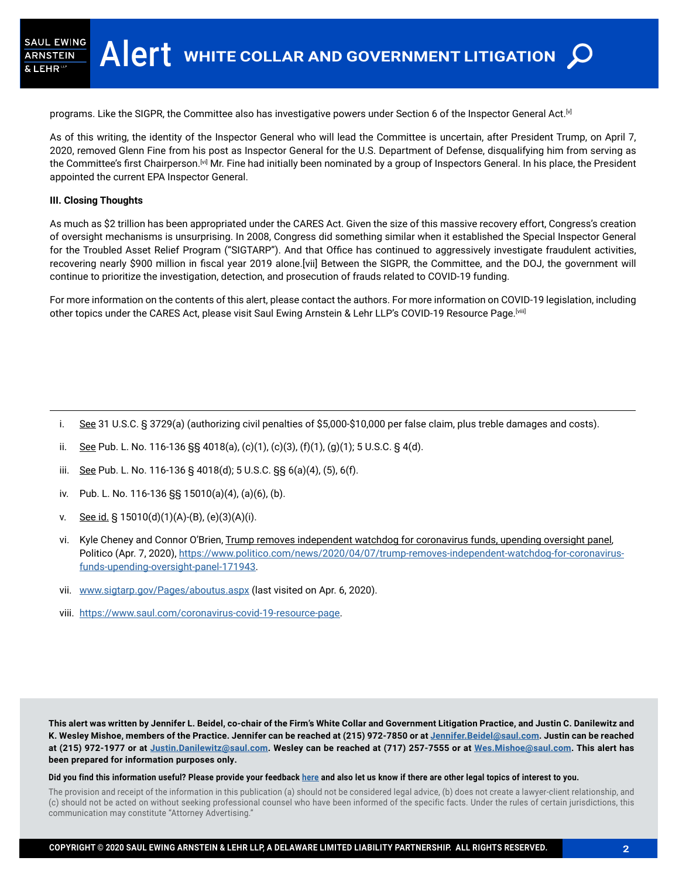programs. Like the SIGPR, the Committee also has investigative powers under Section 6 of the Inspector General Act.[v]

As of this writing, the identity of the Inspector General who will lead the Committee is uncertain, after President Trump, on April 7, 2020, removed Glenn Fine from his post as Inspector General for the U.S. Department of Defense, disqualifying him from serving as the Committee's first Chairperson.[vi] Mr. Fine had initially been nominated by a group of Inspectors General. In his place, the President appointed the current EPA Inspector General.

**III. Closing Thoughts**

As much as $2 trillion has been appropriated under the CARES Act. Given the size of this massive recovery effort, Congress's creation of oversight mechanisms is unsurprising. In 2008, Congress did something similar when it established the Special Inspector General for the Troubled Asset Relief Program ("SIGTARP"). And that Office has continued to aggressively investigate fraudulent activities, recovering nearly $900 million in fiscal year 2019 alone.[vii] Between the SIGPR, the Committee, and the DOJ, the government will continue to prioritize the investigation, detection, and prosecution of frauds related to COVID-19 funding.

For more information on the contents of this alert, please contact the authors. For more information on COVID-19 legislation, including other topics under the CARES Act, please visit Saul Ewing Arnstein & Lehr LLP's COVID-19 Resource Page.[viii]

---

i. See 31 U.S.C. § 3729(a) (authorizing civil penalties of $5,000-$10,000 per false claim, plus treble damages and costs).

ii. See Pub. L. No. 116-136 §§ 4018(a), (c)(1), (c)(3), (f)(1), (g)(1); 5 U.S.C. § 4(d).

iii. See Pub. L. No. 116-136 § 4018(d); 5 U.S.C. §§ 6(a)(4), (5), 6(f).

iv. Pub. L. No. 116-136 §§ 15010(a)(4), (a)(6), (b).

v. See id. § 15010(d)(1)(A)-(B), (e)(3)(A)(i).

vi. Kyle Cheney and Connor O'Brien, Trump removes independent watchdog for coronavirus funds, upending oversight panel, Politico (Apr. 7, 2020), https://www.politico.com/news/2020/04/07/trump-removes-independent-watchdog-for-coronavirus-funds-upending-oversight-panel-171943.

vii. www.sigtarp.gov/Pages/aboutus.aspx (last visited on Apr. 6, 2020).

viii. https://www.saul.com/coronavirus-covid-19-resource-page.

**This alert was written by Jennifer L. Beidel, co-chair of the Firm's White Collar and Government Litigation Practice, and Justin C. Danilewitz and K. Wesley Mishoe, members of the Practice. Jennifer can be reached at (215) 972-7850 or at Jennifer.Beidel@saul.com. Justin can be reached at (215) 972-1977 or at Justin.Danilewitz@saul.com. Wesley can be reached at (717) 257-7555 or at Wes.Mishoe@saul.com. This alert has been prepared for information purposes only.**

**Did you find this information useful? Please provide your feedback here and also let us know if there are other legal topics of interest to you.**

The provision and receipt of the information in this publication (a) should not be considered legal advice, (b) does not create a lawyer-client relationship, and (c) should not be acted on without seeking professional counsel who have been informed of the specific facts. Under the rules of certain jurisdictions, this communication may constitute "Attorney Advertising."

**COPYRIGHT © 2020 SAUL EWING ARNSTEIN & LEHR LLP, A DELAWARE LIMITED LIABILITY PARTNERSHIP. ALL RIGHTS RESERVED.**